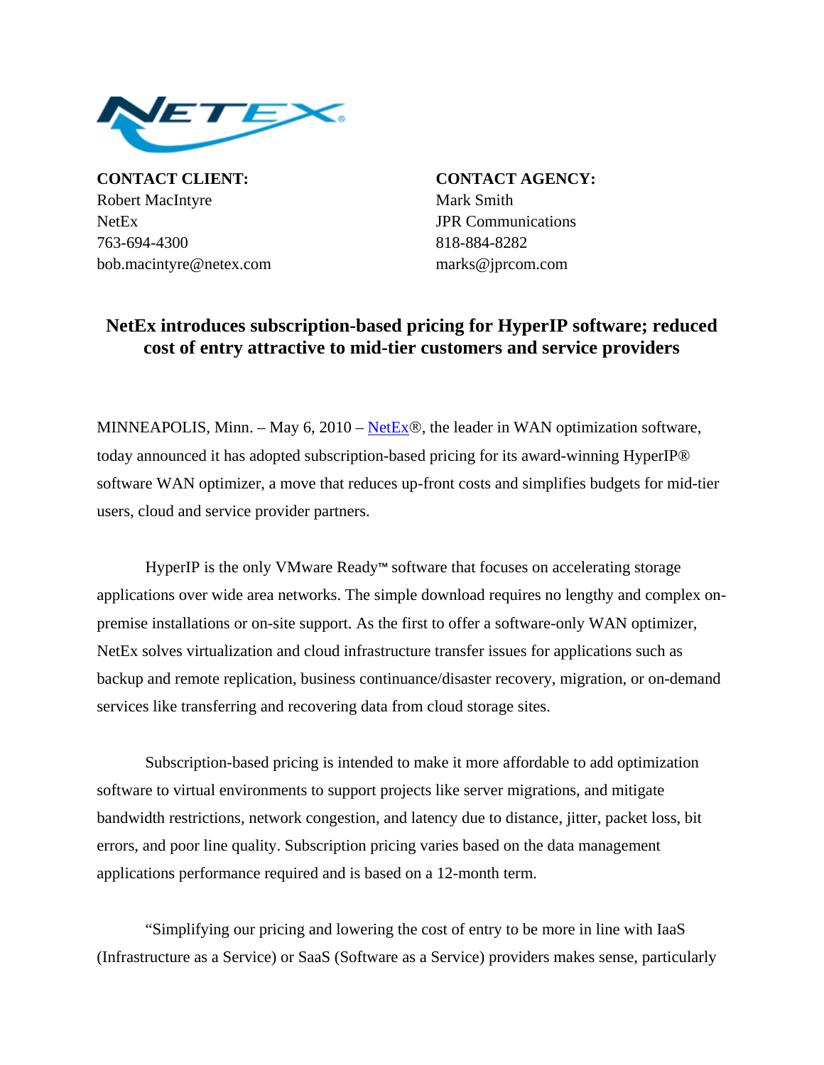**CONTACT CLIENT:**
Robert MacIntyre
NetEx
763-694-4300
bob.macintyre@netex.com

**CONTACT AGENCY:**
Mark Smith
JPR Communications
818-884-8282
marks@jprcom.com

# NetEx introduces subscription-based pricing for HyperIP software; reduced cost of entry attractive to mid-tier customers and service providers

MINNEAPOLIS, Minn. – May 6, 2010 – NetEx®, the leader in WAN optimization software, today announced it has adopted subscription-based pricing for its award-winning HyperIP® software WAN optimizer, a move that reduces up-front costs and simplifies budgets for mid-tier users, cloud and service provider partners.

HyperIP is the only VMware Ready™ software that focuses on accelerating storage applications over wide area networks. The simple download requires no lengthy and complex on-premise installations or on-site support. As the first to offer a software-only WAN optimizer, NetEx solves virtualization and cloud infrastructure transfer issues for applications such as backup and remote replication, business continuance/disaster recovery, migration, or on-demand services like transferring and recovering data from cloud storage sites.

Subscription-based pricing is intended to make it more affordable to add optimization software to virtual environments to support projects like server migrations, and mitigate bandwidth restrictions, network congestion, and latency due to distance, jitter, packet loss, bit errors, and poor line quality. Subscription pricing varies based on the data management applications performance required and is based on a 12-month term.

"Simplifying our pricing and lowering the cost of entry to be more in line with IaaS (Infrastructure as a Service) or SaaS (Software as a Service) providers makes sense, particularly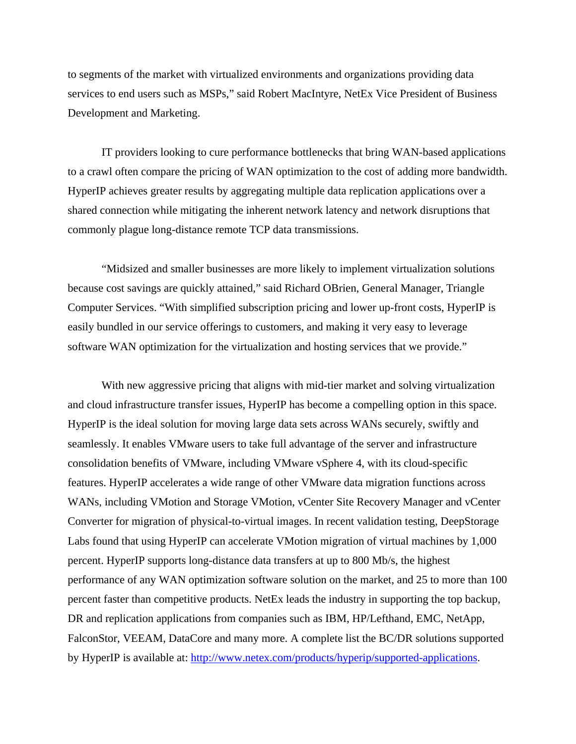to segments of the market with virtualized environments and organizations providing data services to end users such as MSPs," said Robert MacIntyre, NetEx Vice President of Business Development and Marketing.

IT providers looking to cure performance bottlenecks that bring WAN-based applications to a crawl often compare the pricing of WAN optimization to the cost of adding more bandwidth. HyperIP achieves greater results by aggregating multiple data replication applications over a shared connection while mitigating the inherent network latency and network disruptions that commonly plague long-distance remote TCP data transmissions.

"Midsized and smaller businesses are more likely to implement virtualization solutions because cost savings are quickly attained," said Richard OBrien, General Manager, Triangle Computer Services. "With simplified subscription pricing and lower up-front costs, HyperIP is easily bundled in our service offerings to customers, and making it very easy to leverage software WAN optimization for the virtualization and hosting services that we provide."

With new aggressive pricing that aligns with mid-tier market and solving virtualization and cloud infrastructure transfer issues, HyperIP has become a compelling option in this space. HyperIP is the ideal solution for moving large data sets across WANs securely, swiftly and seamlessly. It enables VMware users to take full advantage of the server and infrastructure consolidation benefits of VMware, including VMware vSphere 4, with its cloud-specific features. HyperIP accelerates a wide range of other VMware data migration functions across WANs, including VMotion and Storage VMotion, vCenter Site Recovery Manager and vCenter Converter for migration of physical-to-virtual images. In recent validation testing, DeepStorage Labs found that using HyperIP can accelerate VMotion migration of virtual machines by 1,000 percent. HyperIP supports long-distance data transfers at up to 800 Mb/s, the highest performance of any WAN optimization software solution on the market, and 25 to more than 100 percent faster than competitive products. NetEx leads the industry in supporting the top backup, DR and replication applications from companies such as IBM, HP/Lefthand, EMC, NetApp, FalconStor, VEEAM, DataCore and many more. A complete list the BC/DR solutions supported by HyperIP is available at: [http://www.netex.com/products/hyperip/supported-applications](http://www.netex.com/products/hyperip/supported-applications).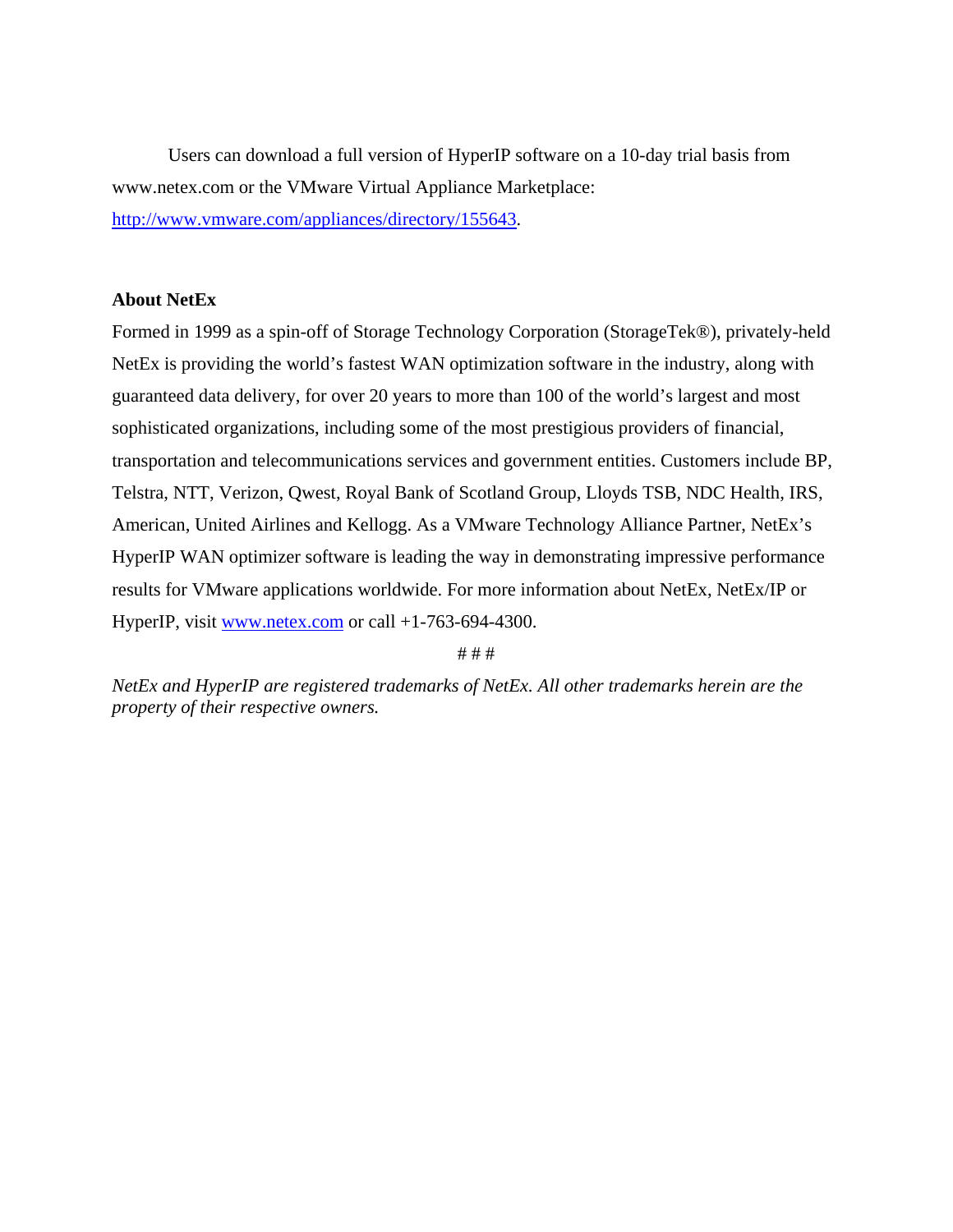Users can download a full version of HyperIP software on a 10-day trial basis from www.netex.com or the VMware Virtual Appliance Marketplace: http://www.vmware.com/appliances/directory/155643.

**About NetEx**

Formed in 1999 as a spin-off of Storage Technology Corporation (StorageTek®), privately-held NetEx is providing the world's fastest WAN optimization software in the industry, along with guaranteed data delivery, for over 20 years to more than 100 of the world's largest and most sophisticated organizations, including some of the most prestigious providers of financial, transportation and telecommunications services and government entities. Customers include BP, Telstra, NTT, Verizon, Qwest, Royal Bank of Scotland Group, Lloyds TSB, NDC Health, IRS, American, United Airlines and Kellogg. As a VMware Technology Alliance Partner, NetEx's HyperIP WAN optimizer software is leading the way in demonstrating impressive performance results for VMware applications worldwide. For more information about NetEx, NetEx/IP or HyperIP, visit www.netex.com or call +1-763-694-4300.

# # #

*NetEx and HyperIP are registered trademarks of NetEx. All other trademarks herein are the property of their respective owners.*